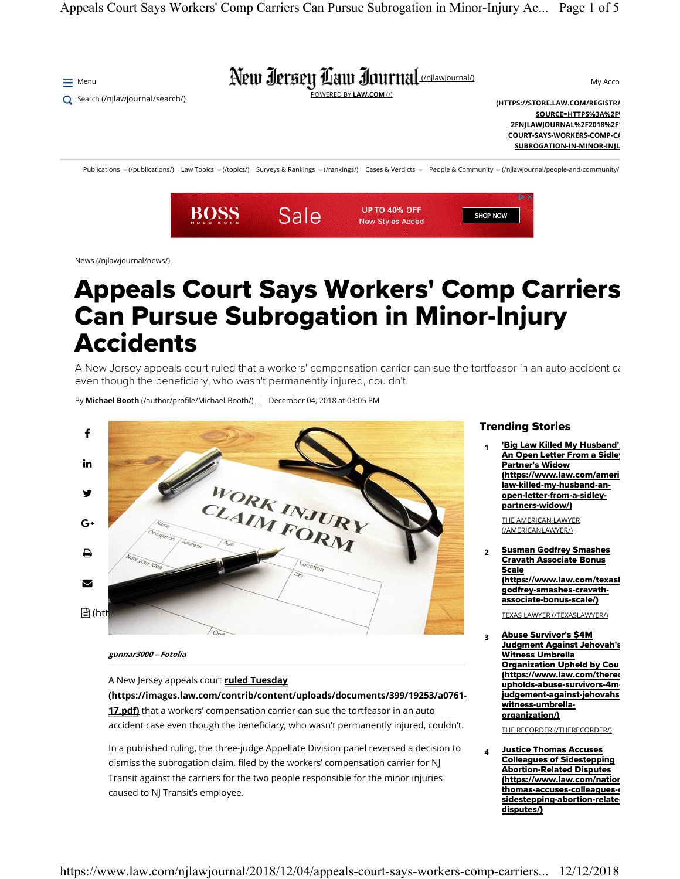News

# Appeals Court Says Workers' Comp Carriers Can Pursue Subrogation in Minor-Injury Accidents

A New Jersey appeals court ruled that a workers' compensation carrier can sue the tortfeasor in an auto accident case even though the beneficiary, who wasn't permanently injured, couldn't.

By **Michael Booth** | December 04, 2018 at 03:05 PM

*gunnar3000 – Fotolia*

A New Jersey appeals court **ruled Tuesday (https://images.law.com/contrib/content/uploads/documents/399/19253/a0761-17.pdf)** that a workers' compensation carrier can sue the tortfeasor in an auto accident case even though the beneficiary, who wasn't permanently injured, couldn't.

In a published ruling, the three-judge Appellate Division panel reversed a decision to dismiss the subrogation claim, filed by the workers' compensation carrier for NJ Transit against the carriers for the two people responsible for the minor injuries caused to NJ Transit's employee.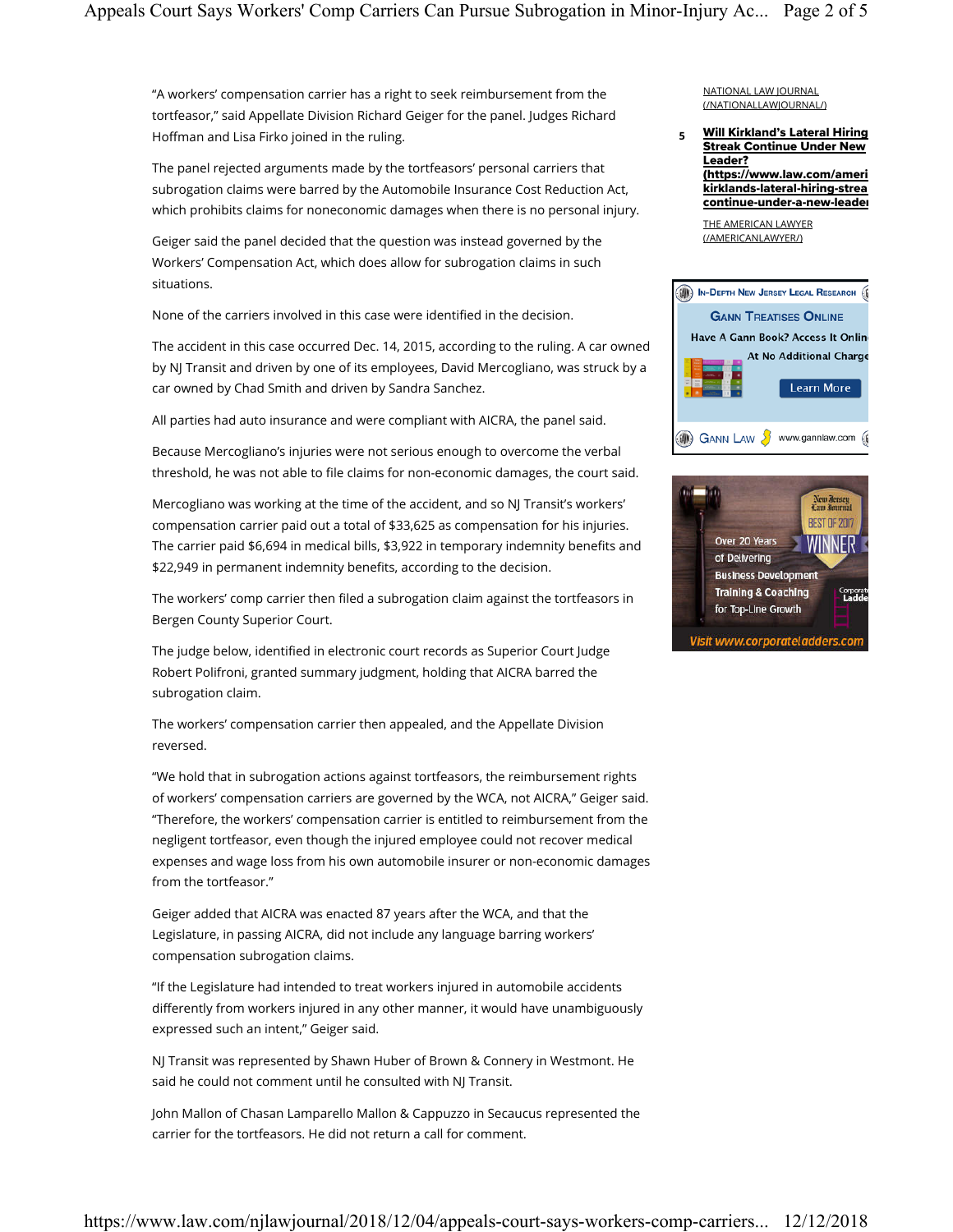"A workers' compensation carrier has a right to seek reimbursement from the tortfeasor," said Appellate Division Richard Geiger for the panel. Judges Richard Hoffman and Lisa Firko joined in the ruling.

The panel rejected arguments made by the tortfeasors' personal carriers that subrogation claims were barred by the Automobile Insurance Cost Reduction Act, which prohibits claims for noneconomic damages when there is no personal injury.

Geiger said the panel decided that the question was instead governed by the Workers' Compensation Act, which does allow for subrogation claims in such situations.

None of the carriers involved in this case were identified in the decision.

The accident in this case occurred Dec. 14, 2015, according to the ruling. A car owned by NJ Transit and driven by one of its employees, David Mercogliano, was struck by a car owned by Chad Smith and driven by Sandra Sanchez.

All parties had auto insurance and were compliant with AICRA, the panel said.

Because Mercogliano's injuries were not serious enough to overcome the verbal threshold, he was not able to file claims for non-economic damages, the court said.

Mercogliano was working at the time of the accident, and so NJ Transit's workers' compensation carrier paid out a total of $33,625 as compensation for his injuries. The carrier paid $6,694 in medical bills, $3,922 in temporary indemnity benefits and $22,949 in permanent indemnity benefits, according to the decision.

The workers' comp carrier then filed a subrogation claim against the tortfeasors in Bergen County Superior Court.

The judge below, identified in electronic court records as Superior Court Judge Robert Polifroni, granted summary judgment, holding that AICRA barred the subrogation claim.

The workers' compensation carrier then appealed, and the Appellate Division reversed.

"We hold that in subrogation actions against tortfeasors, the reimbursement rights of workers' compensation carriers are governed by the WCA, not AICRA," Geiger said. "Therefore, the workers' compensation carrier is entitled to reimbursement from the negligent tortfeasor, even though the injured employee could not recover medical expenses and wage loss from his own automobile insurer or non-economic damages from the tortfeasor."

Geiger added that AICRA was enacted 87 years after the WCA, and that the Legislature, in passing AICRA, did not include any language barring workers' compensation subrogation claims.

"If the Legislature had intended to treat workers injured in automobile accidents differently from workers injured in any other manner, it would have unambiguously expressed such an intent," Geiger said.

NJ Transit was represented by Shawn Huber of Brown & Connery in Westmont. He said he could not comment until he consulted with NJ Transit.

John Mallon of Chasan Lamparello Mallon & Cappuzzo in Secaucus represented the carrier for the tortfeasors. He did not return a call for comment.